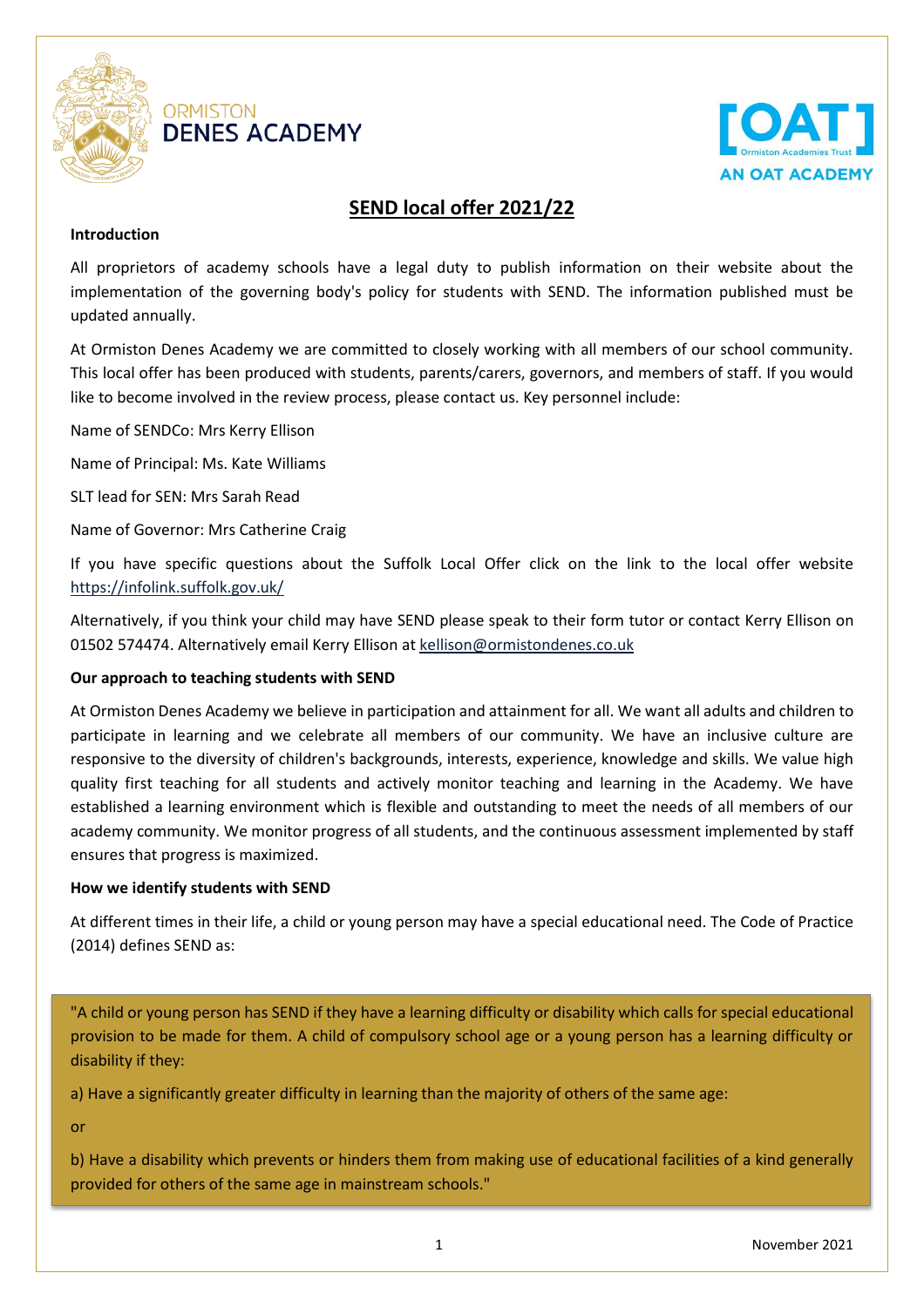ORMISTON
DENES ACADEMY

[OAT] Ormiston Academies Trust
AN OAT ACADEMY

# SEND local offer 2021/22

**Introduction**

All proprietors of academy schools have a legal duty to publish information on their website about the implementation of the governing body's policy for students with SEND. The information published must be updated annually.

At Ormiston Denes Academy we are committed to closely working with all members of our school community. This local offer has been produced with students, parents/carers, governors, and members of staff. If you would like to become involved in the review process, please contact us. Key personnel include:

Name of SENDCo: Mrs Kerry Ellison

Name of Principal: Ms. Kate Williams

SLT lead for SEN: Mrs Sarah Read

Name of Governor: Mrs Catherine Craig

If you have specific questions about the Suffolk Local Offer click on the link to the local offer website https://infolink.suffolk.gov.uk/

Alternatively, if you think your child may have SEND please speak to their form tutor or contact Kerry Ellison on 01502 574474. Alternatively email Kerry Ellison at kellison@ormistondenes.co.uk

**Our approach to teaching students with SEND**

At Ormiston Denes Academy we believe in participation and attainment for all. We want all adults and children to participate in learning and we celebrate all members of our community. We have an inclusive culture are responsive to the diversity of children's backgrounds, interests, experience, knowledge and skills. We value high quality first teaching for all students and actively monitor teaching and learning in the Academy. We have established a learning environment which is flexible and outstanding to meet the needs of all members of our academy community. We monitor progress of all students, and the continuous assessment implemented by staff ensures that progress is maximized.

**How we identify students with SEND**

At different times in their life, a child or young person may have a special educational need. The Code of Practice (2014) defines SEND as:

> "A child or young person has SEND if they have a learning difficulty or disability which calls for special educational provision to be made for them. A child of compulsory school age or a young person has a learning difficulty or disability if they:
>
> a) Have a significantly greater difficulty in learning than the majority of others of the same age:
>
> or
>
> b) Have a disability which prevents or hinders them from making use of educational facilities of a kind generally provided for others of the same age in mainstream schools."

November 2021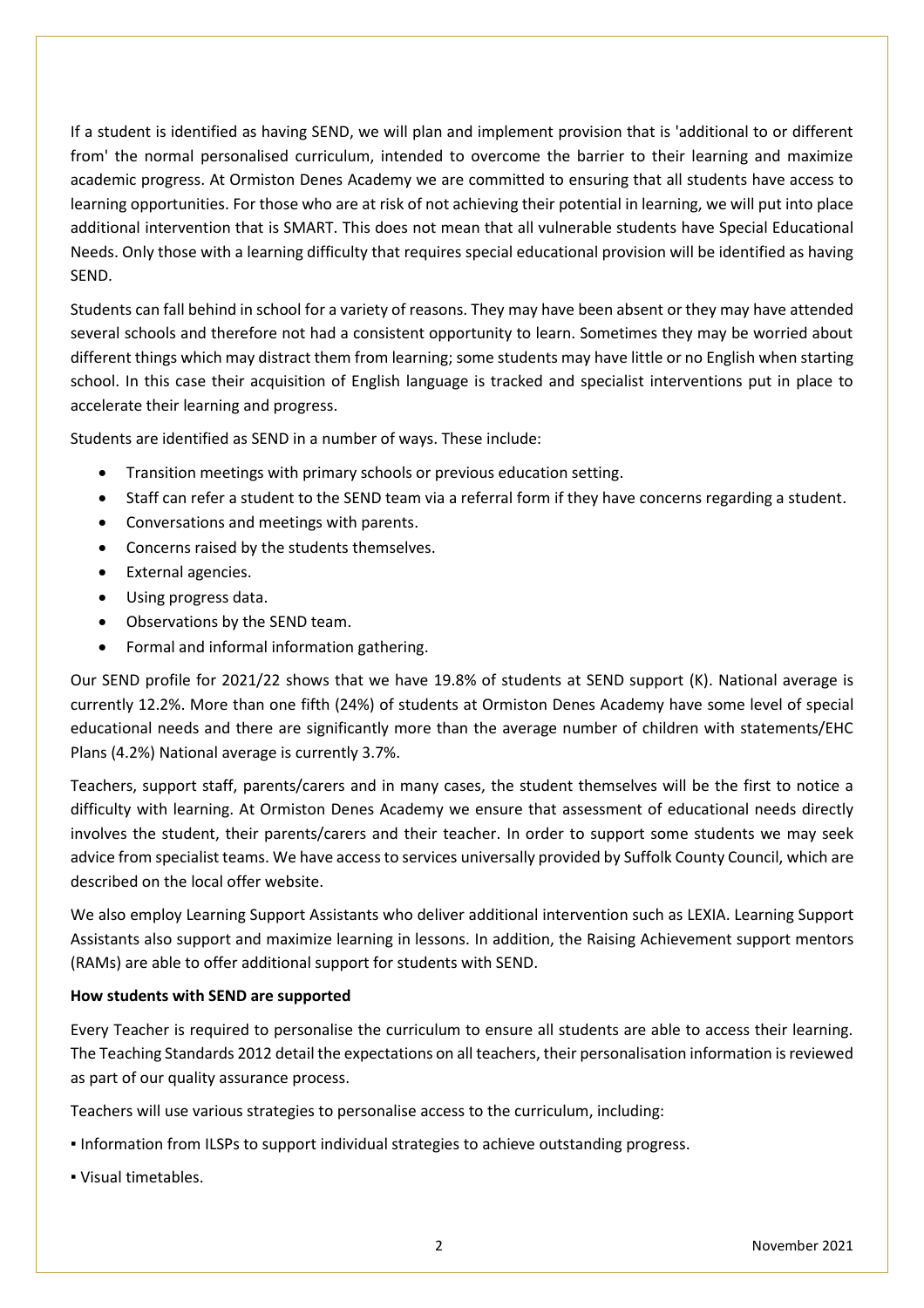If a student is identified as having SEND, we will plan and implement provision that is 'additional to or different from' the normal personalised curriculum, intended to overcome the barrier to their learning and maximize academic progress. At Ormiston Denes Academy we are committed to ensuring that all students have access to learning opportunities. For those who are at risk of not achieving their potential in learning, we will put into place additional intervention that is SMART. This does not mean that all vulnerable students have Special Educational Needs. Only those with a learning difficulty that requires special educational provision will be identified as having SEND.

Students can fall behind in school for a variety of reasons. They may have been absent or they may have attended several schools and therefore not had a consistent opportunity to learn. Sometimes they may be worried about different things which may distract them from learning; some students may have little or no English when starting school. In this case their acquisition of English language is tracked and specialist interventions put in place to accelerate their learning and progress.

Students are identified as SEND in a number of ways. These include:

- Transition meetings with primary schools or previous education setting.
- Staff can refer a student to the SEND team via a referral form if they have concerns regarding a student.
- Conversations and meetings with parents.
- Concerns raised by the students themselves.
- External agencies.
- Using progress data.
- Observations by the SEND team.
- Formal and informal information gathering.

Our SEND profile for 2021/22 shows that we have 19.8% of students at SEND support (K). National average is currently 12.2%. More than one fifth (24%) of students at Ormiston Denes Academy have some level of special educational needs and there are significantly more than the average number of children with statements/EHC Plans (4.2%) National average is currently 3.7%.

Teachers, support staff, parents/carers and in many cases, the student themselves will be the first to notice a difficulty with learning. At Ormiston Denes Academy we ensure that assessment of educational needs directly involves the student, their parents/carers and their teacher. In order to support some students we may seek advice from specialist teams. We have access to services universally provided by Suffolk County Council, which are described on the local offer website.

We also employ Learning Support Assistants who deliver additional intervention such as LEXIA. Learning Support Assistants also support and maximize learning in lessons. In addition, the Raising Achievement support mentors (RAMs) are able to offer additional support for students with SEND.

**How students with SEND are supported**

Every Teacher is required to personalise the curriculum to ensure all students are able to access their learning. The Teaching Standards 2012 detail the expectations on all teachers, their personalisation information is reviewed as part of our quality assurance process.

Teachers will use various strategies to personalise access to the curriculum, including:

- Information from ILSPs to support individual strategies to achieve outstanding progress.
- Visual timetables.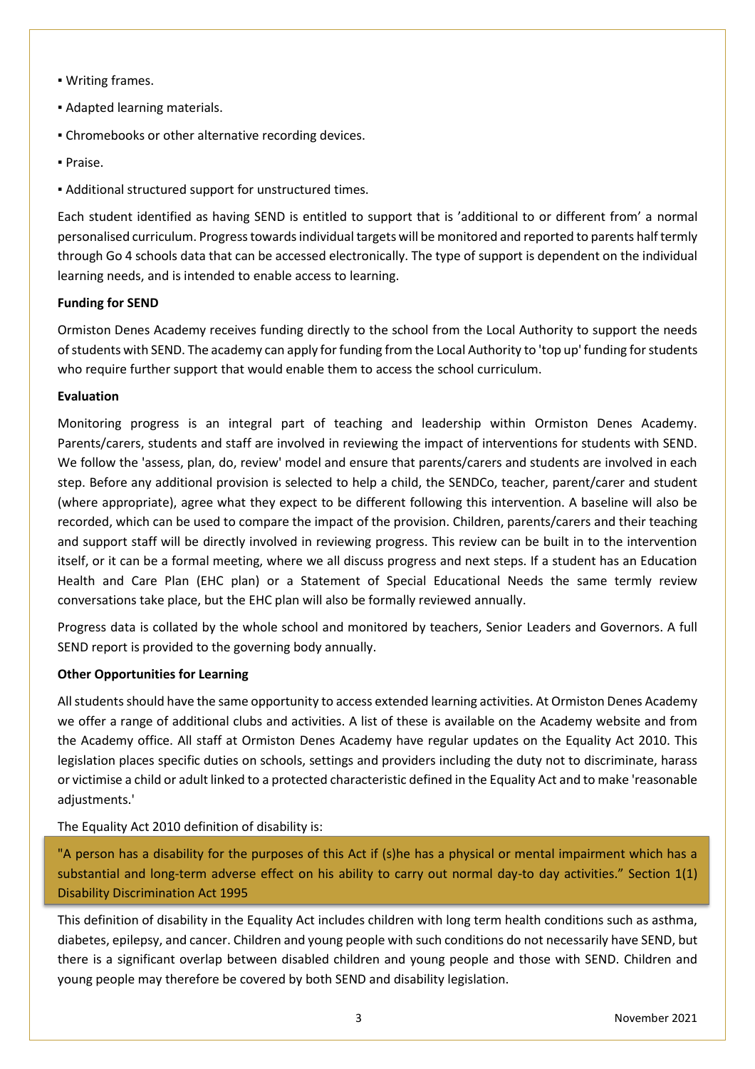- Writing frames.
- Adapted learning materials.
- Chromebooks or other alternative recording devices.
- Praise.
- Additional structured support for unstructured times.

Each student identified as having SEND is entitled to support that is 'additional to or different from' a normal personalised curriculum. Progress towards individual targets will be monitored and reported to parents half termly through Go 4 schools data that can be accessed electronically. The type of support is dependent on the individual learning needs, and is intended to enable access to learning.

**Funding for SEND**

Ormiston Denes Academy receives funding directly to the school from the Local Authority to support the needs of students with SEND. The academy can apply for funding from the Local Authority to 'top up' funding for students who require further support that would enable them to access the school curriculum.

**Evaluation**

Monitoring progress is an integral part of teaching and leadership within Ormiston Denes Academy. Parents/carers, students and staff are involved in reviewing the impact of interventions for students with SEND. We follow the 'assess, plan, do, review' model and ensure that parents/carers and students are involved in each step. Before any additional provision is selected to help a child, the SENDCo, teacher, parent/carer and student (where appropriate), agree what they expect to be different following this intervention. A baseline will also be recorded, which can be used to compare the impact of the provision. Children, parents/carers and their teaching and support staff will be directly involved in reviewing progress. This review can be built in to the intervention itself, or it can be a formal meeting, where we all discuss progress and next steps. If a student has an Education Health and Care Plan (EHC plan) or a Statement of Special Educational Needs the same termly review conversations take place, but the EHC plan will also be formally reviewed annually.

Progress data is collated by the whole school and monitored by teachers, Senior Leaders and Governors. A full SEND report is provided to the governing body annually.

**Other Opportunities for Learning**

All students should have the same opportunity to access extended learning activities. At Ormiston Denes Academy we offer a range of additional clubs and activities. A list of these is available on the Academy website and from the Academy office. All staff at Ormiston Denes Academy have regular updates on the Equality Act 2010. This legislation places specific duties on schools, settings and providers including the duty not to discriminate, harass or victimise a child or adult linked to a protected characteristic defined in the Equality Act and to make 'reasonable adjustments.'

The Equality Act 2010 definition of disability is:

> "A person has a disability for the purposes of this Act if (s)he has a physical or mental impairment which has a substantial and long-term adverse effect on his ability to carry out normal day-to day activities." Section 1(1) Disability Discrimination Act 1995

This definition of disability in the Equality Act includes children with long term health conditions such as asthma, diabetes, epilepsy, and cancer. Children and young people with such conditions do not necessarily have SEND, but there is a significant overlap between disabled children and young people and those with SEND. Children and young people may therefore be covered by both SEND and disability legislation.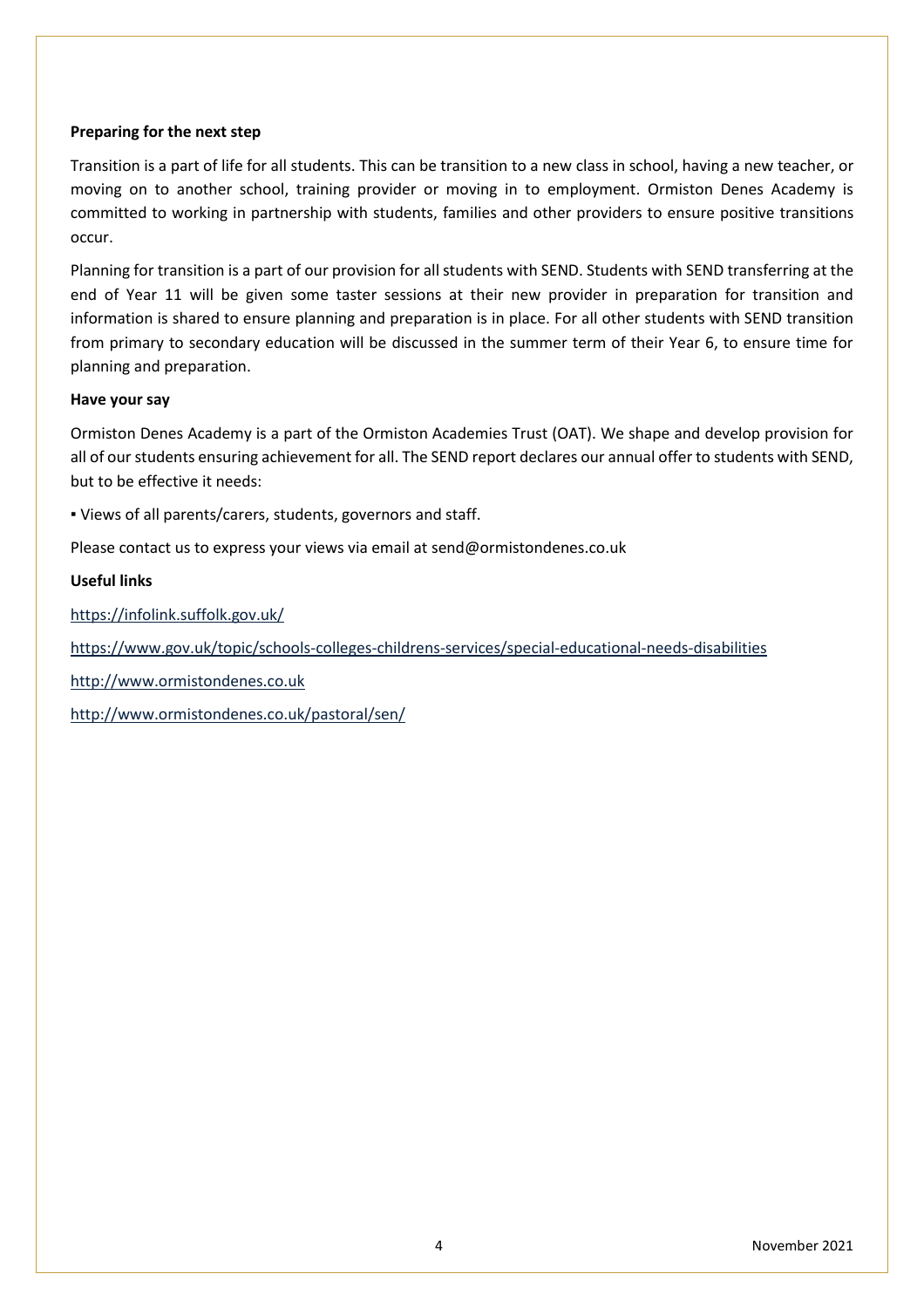**Preparing for the next step**

Transition is a part of life for all students. This can be transition to a new class in school, having a new teacher, or moving on to another school, training provider or moving in to employment. Ormiston Denes Academy is committed to working in partnership with students, families and other providers to ensure positive transitions occur.

Planning for transition is a part of our provision for all students with SEND. Students with SEND transferring at the end of Year 11 will be given some taster sessions at their new provider in preparation for transition and information is shared to ensure planning and preparation is in place. For all other students with SEND transition from primary to secondary education will be discussed in the summer term of their Year 6, to ensure time for planning and preparation.

**Have your say**

Ormiston Denes Academy is a part of the Ormiston Academies Trust (OAT). We shape and develop provision for all of our students ensuring achievement for all. The SEND report declares our annual offer to students with SEND, but to be effective it needs:

- Views of all parents/carers, students, governors and staff.

Please contact us to express your views via email at send@ormistondenes.co.uk

**Useful links**

https://infolink.suffolk.gov.uk/

https://www.gov.uk/topic/schools-colleges-childrens-services/special-educational-needs-disabilities

http://www.ormistondenes.co.uk

http://www.ormistondenes.co.uk/pastoral/sen/